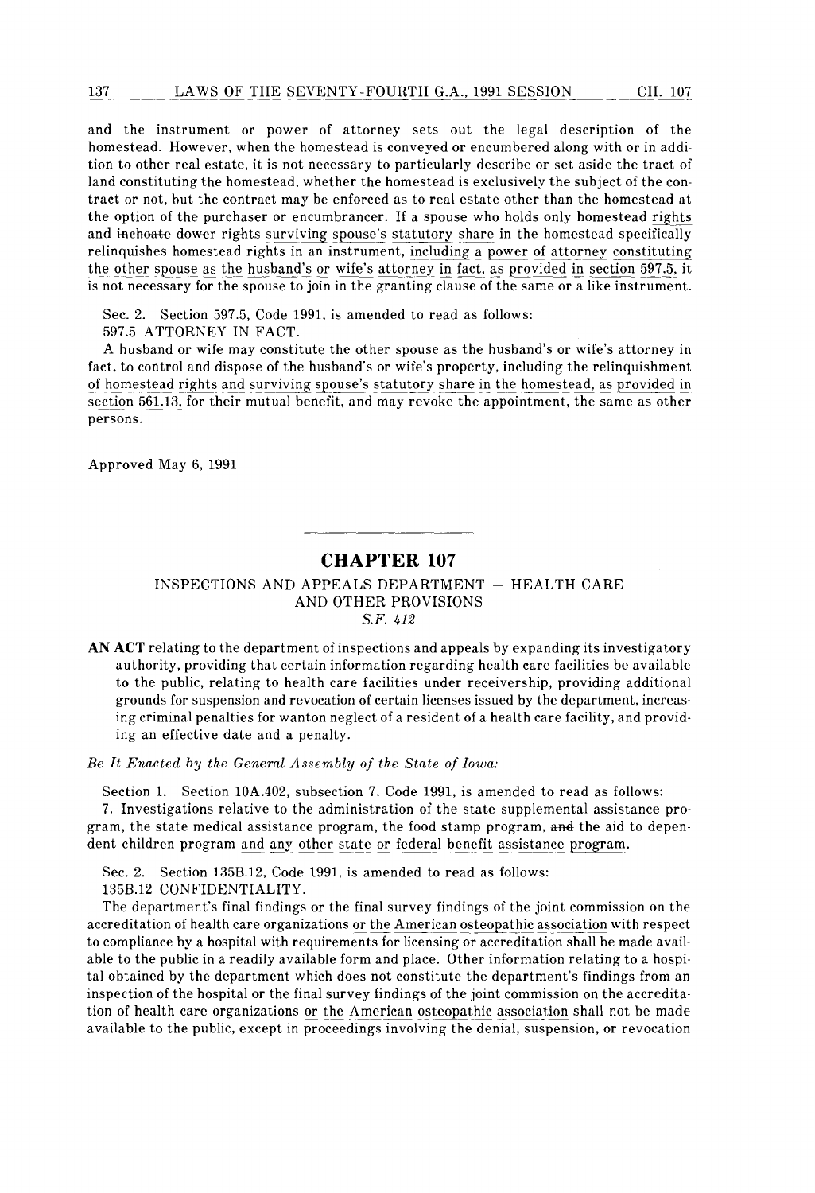and the instrument or power of attorney sets out the legal description of the homestead. However, when the homestead is conveyed or encumbered along with or in addition to other real estate, it is not necessary to particularly describe or set aside the tract of land constituting the homestead, whether the homestead is exclusively the subject of the contract or not, but the contract may be enforced as to real estate other than the homestead at the option of the purchaser or encumbrancer. If a spouse who holds only homestead rights and ~~inchoate dower rights~~ surviving spouse's statutory share in the homestead specifically relinquishes homestead rights in an instrument, including a power of attorney constituting the other spouse as the husband's or wife's attorney in fact, as provided in section 597.5, it is not necessary for the spouse to join in the granting clause of the same or a like instrument.

Sec. 2. Section 597.5, Code 1991, is amended to read as follows:

597.5 ATTORNEY IN FACT.

A husband or wife may constitute the other spouse as the husband's or wife's attorney in fact, to control and dispose of the husband's or wife's property, including the relinquishment of homestead rights and surviving spouse's statutory share in the homestead, as provided in section 561.13, for their mutual benefit, and may revoke the appointment, the same as other persons.

Approved May 6, 1991

# CHAPTER 107

## INSPECTIONS AND APPEALS DEPARTMENT — HEALTH CARE AND OTHER PROVISIONS

*S.F. 412*

**AN ACT** relating to the department of inspections and appeals by expanding its investigatory authority, providing that certain information regarding health care facilities be available to the public, relating to health care facilities under receivership, providing additional grounds for suspension and revocation of certain licenses issued by the department, increasing criminal penalties for wanton neglect of a resident of a health care facility, and providing an effective date and a penalty.

*Be It Enacted by the General Assembly of the State of Iowa:*

Section 1. Section 10A.402, subsection 7, Code 1991, is amended to read as follows:

7. Investigations relative to the administration of the state supplemental assistance program, the state medical assistance program, the food stamp program, ~~and~~ the aid to dependent children program and any other state or federal benefit assistance program.

Sec. 2. Section 135B.12, Code 1991, is amended to read as follows:

135B.12 CONFIDENTIALITY.

The department's final findings or the final survey findings of the joint commission on the accreditation of health care organizations or the American osteopathic association with respect to compliance by a hospital with requirements for licensing or accreditation shall be made available to the public in a readily available form and place. Other information relating to a hospital obtained by the department which does not constitute the department's findings from an inspection of the hospital or the final survey findings of the joint commission on the accreditation of health care organizations or the American osteopathic association shall not be made available to the public, except in proceedings involving the denial, suspension, or revocation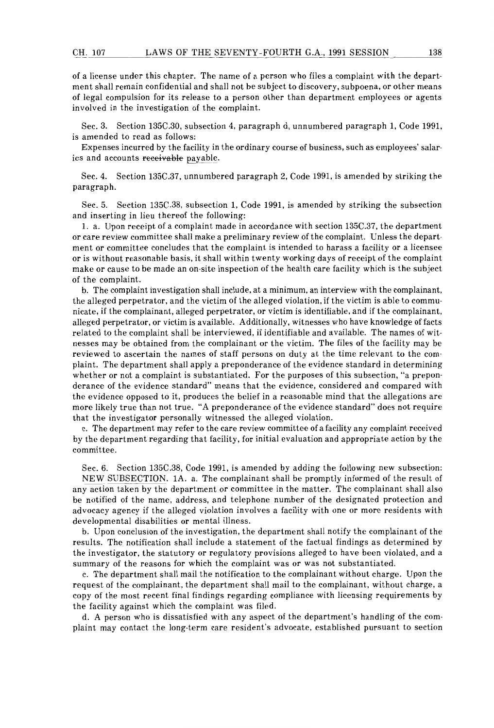of a license under this chapter. The name of a person who files a complaint with the department shall remain confidential and shall not be subject to discovery, subpoena, or other means of legal compulsion for its release to a person other than department employees or agents involved in the investigation of the complaint.

Sec. 3. Section 135C.30, subsection 4, paragraph d, unnumbered paragraph 1, Code 1991, is amended to read as follows:

Expenses incurred by the facility in the ordinary course of business, such as employees' salaries and accounts ~~receivable~~ payable.

Sec. 4. Section 135C.37, unnumbered paragraph 2, Code 1991, is amended by striking the paragraph.

Sec. 5. Section 135C.38, subsection 1, Code 1991, is amended by striking the subsection and inserting in lieu thereof the following:

1. a. Upon receipt of a complaint made in accordance with section 135C.37, the department or care review committee shall make a preliminary review of the complaint. Unless the department or committee concludes that the complaint is intended to harass a facility or a licensee or is without reasonable basis, it shall within twenty working days of receipt of the complaint make or cause to be made an on-site inspection of the health care facility which is the subject of the complaint.

b. The complaint investigation shall include, at a minimum, an interview with the complainant, the alleged perpetrator, and the victim of the alleged violation, if the victim is able to communicate, if the complainant, alleged perpetrator, or victim is identifiable, and if the complainant, alleged perpetrator, or victim is available. Additionally, witnesses who have knowledge of facts related to the complaint shall be interviewed, if identifiable and available. The names of witnesses may be obtained from the complainant or the victim. The files of the facility may be reviewed to ascertain the names of staff persons on duty at the time relevant to the complaint. The department shall apply a preponderance of the evidence standard in determining whether or not a complaint is substantiated. For the purposes of this subsection, "a preponderance of the evidence standard" means that the evidence, considered and compared with the evidence opposed to it, produces the belief in a reasonable mind that the allegations are more likely true than not true. "A preponderance of the evidence standard" does not require that the investigator personally witnessed the alleged violation.

c. The department may refer to the care review committee of a facility any complaint received by the department regarding that facility, for initial evaluation and appropriate action by the committee.

Sec. 6. Section 135C.38, Code 1991, is amended by adding the following new subsection:

NEW SUBSECTION. 1A. a. The complainant shall be promptly informed of the result of any action taken by the department or committee in the matter. The complainant shall also be notified of the name, address, and telephone number of the designated protection and advocacy agency if the alleged violation involves a facility with one or more residents with developmental disabilities or mental illness.

b. Upon conclusion of the investigation, the department shall notify the complainant of the results. The notification shall include a statement of the factual findings as determined by the investigator, the statutory or regulatory provisions alleged to have been violated, and a summary of the reasons for which the complaint was or was not substantiated.

c. The department shall mail the notification to the complainant without charge. Upon the request of the complainant, the department shall mail to the complainant, without charge, a copy of the most recent final findings regarding compliance with licensing requirements by the facility against which the complaint was filed.

d. A person who is dissatisfied with any aspect of the department's handling of the complaint may contact the long-term care resident's advocate, established pursuant to section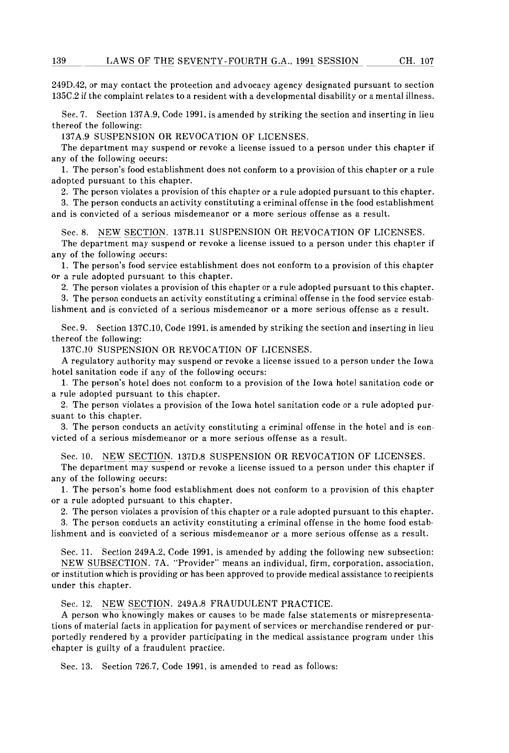249D.42, or may contact the protection and advocacy agency designated pursuant to section 135C.2 if the complaint relates to a resident with a developmental disability or a mental illness.

Sec. 7. Section 137A.9, Code 1991, is amended by striking the section and inserting in lieu thereof the following:

137A.9 SUSPENSION OR REVOCATION OF LICENSES.

The department may suspend or revoke a license issued to a person under this chapter if any of the following occurs:

1. The person's food establishment does not conform to a provision of this chapter or a rule adopted pursuant to this chapter.
2. The person violates a provision of this chapter or a rule adopted pursuant to this chapter.
3. The person conducts an activity constituting a criminal offense in the food establishment and is convicted of a serious misdemeanor or a more serious offense as a result.

Sec. 8. NEW SECTION. 137B.11 SUSPENSION OR REVOCATION OF LICENSES.

The department may suspend or revoke a license issued to a person under this chapter if any of the following occurs:

1. The person's food service establishment does not conform to a provision of this chapter or a rule adopted pursuant to this chapter.
2. The person violates a provision of this chapter or a rule adopted pursuant to this chapter.
3. The person conducts an activity constituting a criminal offense in the food service establishment and is convicted of a serious misdemeanor or a more serious offense as a result.

Sec. 9. Section 137C.10, Code 1991, is amended by striking the section and inserting in lieu thereof the following:

137C.10 SUSPENSION OR REVOCATION OF LICENSES.

A regulatory authority may suspend or revoke a license issued to a person under the Iowa hotel sanitation code if any of the following occurs:

1. The person's hotel does not conform to a provision of the Iowa hotel sanitation code or a rule adopted pursuant to this chapter.
2. The person violates a provision of the Iowa hotel sanitation code or a rule adopted pursuant to this chapter.
3. The person conducts an activity constituting a criminal offense in the hotel and is convicted of a serious misdemeanor or a more serious offense as a result.

Sec. 10. NEW SECTION. 137D.8 SUSPENSION OR REVOCATION OF LICENSES.

The department may suspend or revoke a license issued to a person under this chapter if any of the following occurs:

1. The person's home food establishment does not conform to a provision of this chapter or a rule adopted pursuant to this chapter.
2. The person violates a provision of this chapter or a rule adopted pursuant to this chapter.
3. The person conducts an activity constituting a criminal offense in the home food establishment and is convicted of a serious misdemeanor or a more serious offense as a result.

Sec. 11. Section 249A.2, Code 1991, is amended by adding the following new subsection:

NEW SUBSECTION. 7A. "Provider" means an individual, firm, corporation, association, or institution which is providing or has been approved to provide medical assistance to recipients under this chapter.

Sec. 12. NEW SECTION. 249A.8 FRAUDULENT PRACTICE.

A person who knowingly makes or causes to be made false statements or misrepresentations of material facts in application for payment of services or merchandise rendered or purportedly rendered by a provider participating in the medical assistance program under this chapter is guilty of a fraudulent practice.

Sec. 13. Section 726.7, Code 1991, is amended to read as follows: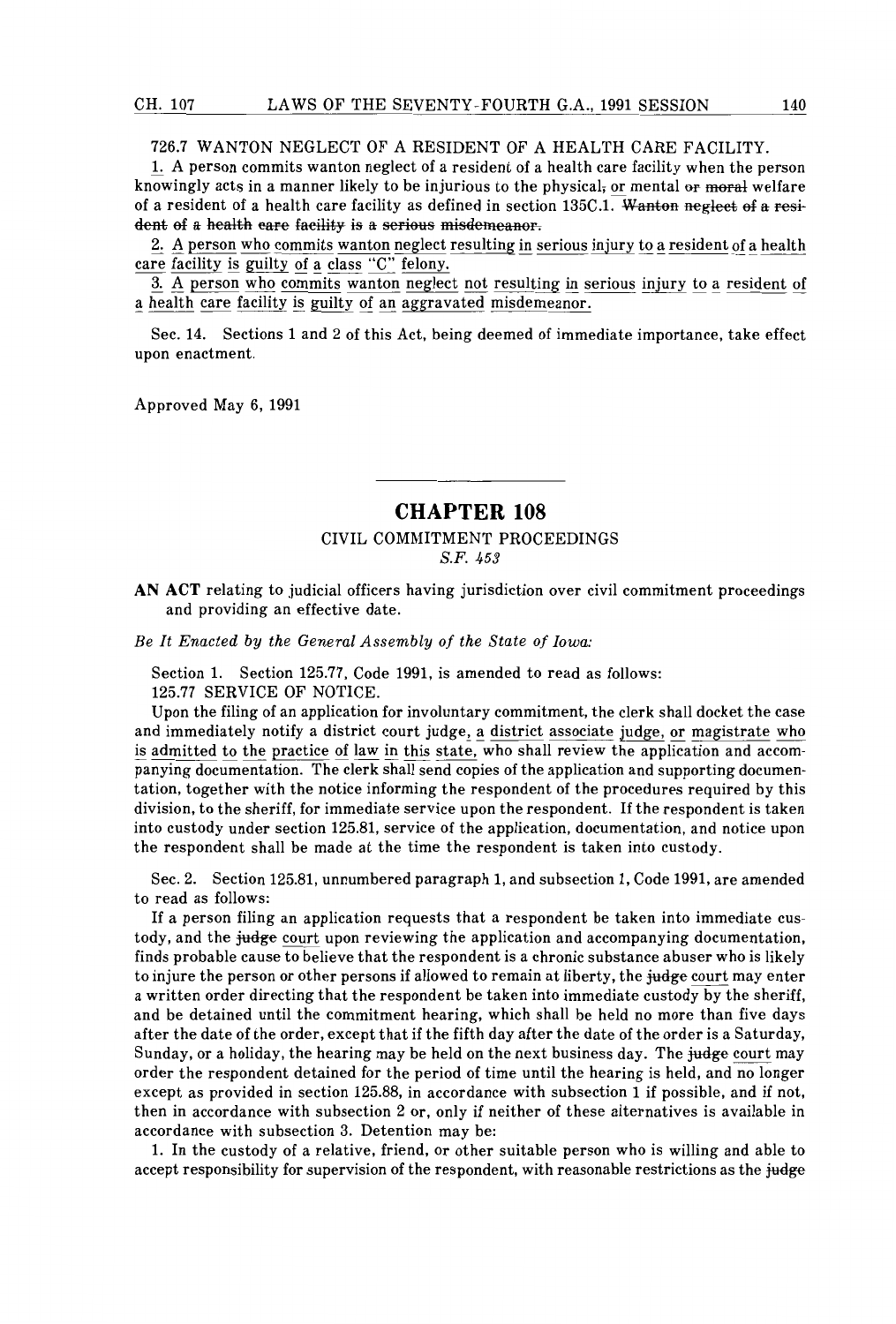726.7 WANTON NEGLECT OF A RESIDENT OF A HEALTH CARE FACILITY.

1. A person commits wanton neglect of a resident of a health care facility when the person knowingly acts in a manner likely to be injurious to the physical, or mental or moral welfare of a resident of a health care facility as defined in section 135C.1. Wanton neglect of a resident of a health care facility is a serious misdemeanor.

2. A person who commits wanton neglect resulting in serious injury to a resident of a health care facility is guilty of a class "C" felony.

3. A person who commits wanton neglect not resulting in serious injury to a resident of a health care facility is guilty of an aggravated misdemeanor.

Sec. 14. Sections 1 and 2 of this Act, being deemed of immediate importance, take effect upon enactment.

Approved May 6, 1991

# CHAPTER 108

## CIVIL COMMITMENT PROCEEDINGS

*S.F. 453*

**AN ACT** relating to judicial officers having jurisdiction over civil commitment proceedings and providing an effective date.

*Be It Enacted by the General Assembly of the State of Iowa:*

Section 1. Section 125.77, Code 1991, is amended to read as follows:

125.77 SERVICE OF NOTICE.

Upon the filing of an application for involuntary commitment, the clerk shall docket the case and immediately notify a district court judge, a district associate judge, or magistrate who is admitted to the practice of law in this state, who shall review the application and accompanying documentation. The clerk shall send copies of the application and supporting documentation, together with the notice informing the respondent of the procedures required by this division, to the sheriff, for immediate service upon the respondent. If the respondent is taken into custody under section 125.81, service of the application, documentation, and notice upon the respondent shall be made at the time the respondent is taken into custody.

Sec. 2. Section 125.81, unnumbered paragraph 1, and subsection 1, Code 1991, are amended to read as follows:

If a person filing an application requests that a respondent be taken into immediate custody, and the judge court upon reviewing the application and accompanying documentation, finds probable cause to believe that the respondent is a chronic substance abuser who is likely to injure the person or other persons if allowed to remain at liberty, the judge court may enter a written order directing that the respondent be taken into immediate custody by the sheriff, and be detained until the commitment hearing, which shall be held no more than five days after the date of the order, except that if the fifth day after the date of the order is a Saturday, Sunday, or a holiday, the hearing may be held on the next business day. The judge court may order the respondent detained for the period of time until the hearing is held, and no longer except as provided in section 125.88, in accordance with subsection 1 if possible, and if not, then in accordance with subsection 2 or, only if neither of these alternatives is available in accordance with subsection 3. Detention may be:

1. In the custody of a relative, friend, or other suitable person who is willing and able to accept responsibility for supervision of the respondent, with reasonable restrictions as the judge